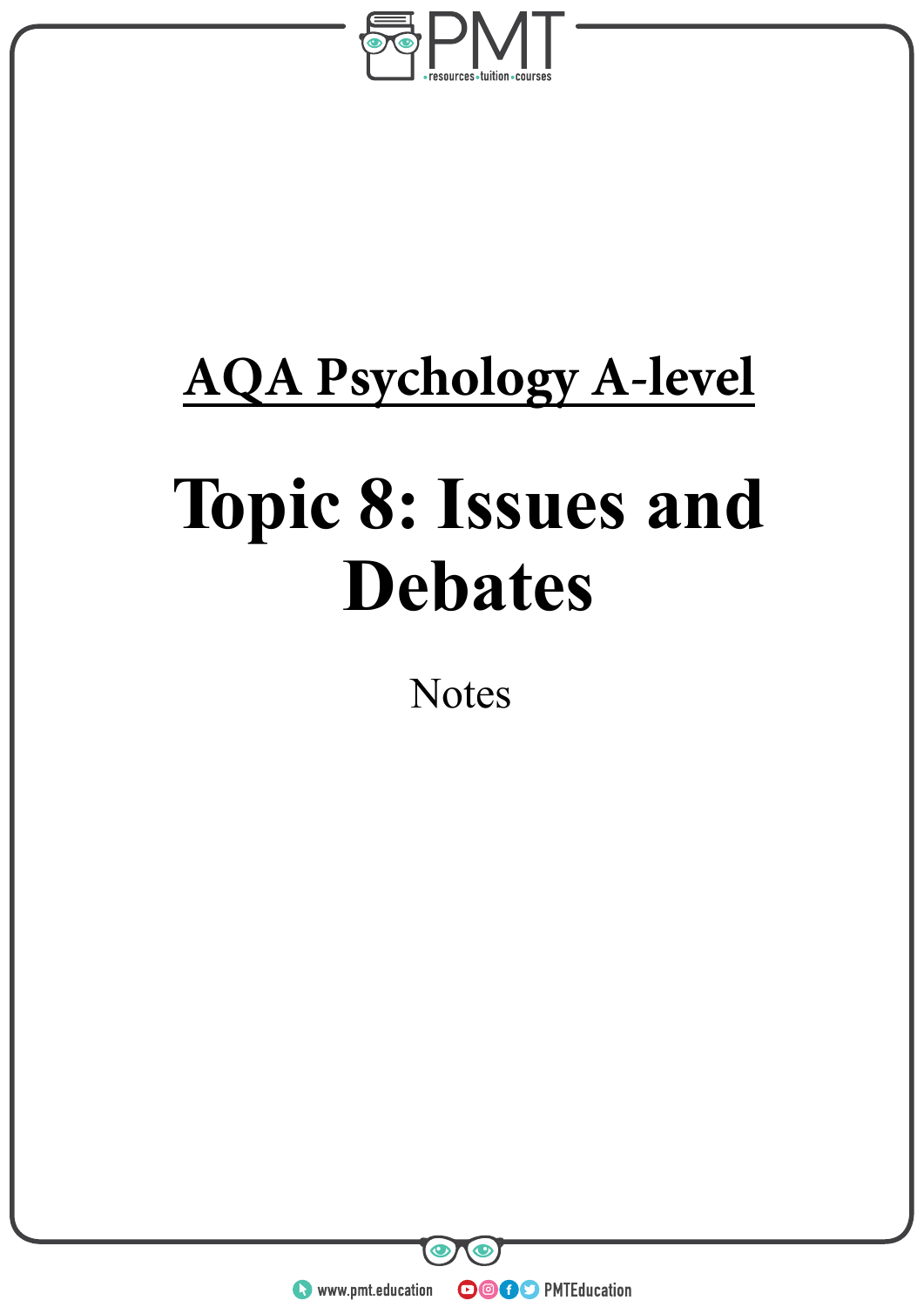# AQA Psychology A-level

# Topic 8: Issues and Debates

Notes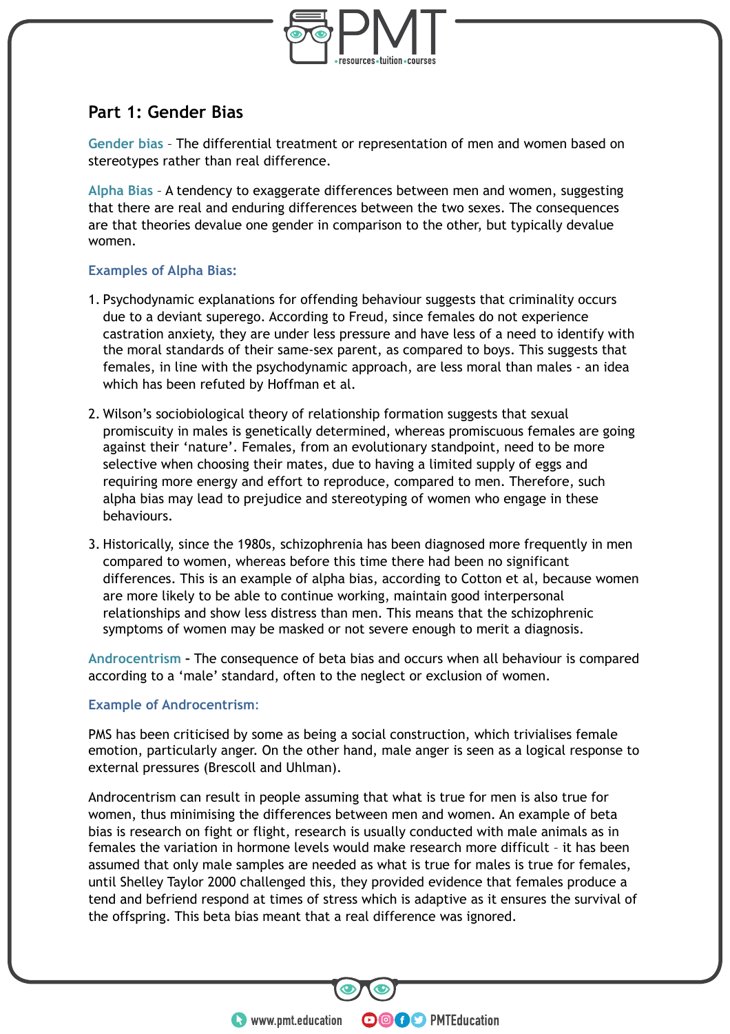## Part 1: Gender Bias

**Gender bias** – The differential treatment or representation of men and women based on stereotypes rather than real difference.

**Alpha Bias** – A tendency to exaggerate differences between men and women, suggesting that there are real and enduring differences between the two sexes. The consequences are that theories devalue one gender in comparison to the other, but typically devalue women.

### Examples of Alpha Bias:

1. Psychodynamic explanations for offending behaviour suggests that criminality occurs due to a deviant superego. According to Freud, since females do not experience castration anxiety, they are under less pressure and have less of a need to identify with the moral standards of their same-sex parent, as compared to boys. This suggests that females, in line with the psychodynamic approach, are less moral than males - an idea which has been refuted by Hoffman et al.

2. Wilson's sociobiological theory of relationship formation suggests that sexual promiscuity in males is genetically determined, whereas promiscuous females are going against their 'nature'. Females, from an evolutionary standpoint, need to be more selective when choosing their mates, due to having a limited supply of eggs and requiring more energy and effort to reproduce, compared to men. Therefore, such alpha bias may lead to prejudice and stereotyping of women who engage in these behaviours.

3. Historically, since the 1980s, schizophrenia has been diagnosed more frequently in men compared to women, whereas before this time there had been no significant differences. This is an example of alpha bias, according to Cotton et al, because women are more likely to be able to continue working, maintain good interpersonal relationships and show less distress than men. This means that the schizophrenic symptoms of women may be masked or not severe enough to merit a diagnosis.

**Androcentrism** - The consequence of beta bias and occurs when all behaviour is compared according to a 'male' standard, often to the neglect or exclusion of women.

### Example of Androcentrism:

PMS has been criticised by some as being a social construction, which trivialises female emotion, particularly anger. On the other hand, male anger is seen as a logical response to external pressures (Brescoll and Uhlman).

Androcentrism can result in people assuming that what is true for men is also true for women, thus minimising the differences between men and women. An example of beta bias is research on fight or flight, research is usually conducted with male animals as in females the variation in hormone levels would make research more difficult – it has been assumed that only male samples are needed as what is true for males is true for females, until Shelley Taylor 2000 challenged this, they provided evidence that females produce a tend and befriend respond at times of stress which is adaptive as it ensures the survival of the offspring. This beta bias meant that a real difference was ignored.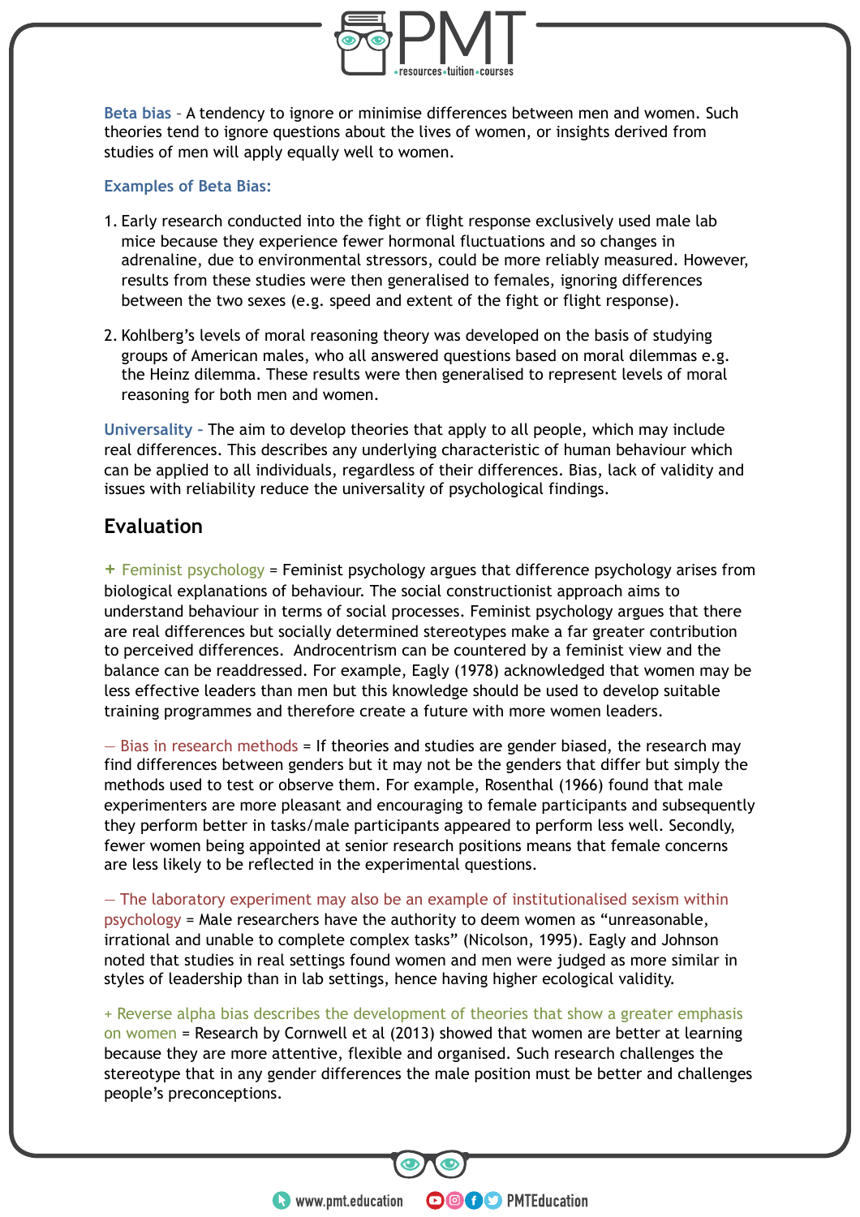**Beta bias** – A tendency to ignore or minimise differences between men and women. Such theories tend to ignore questions about the lives of women, or insights derived from studies of men will apply equally well to women.

**Examples of Beta Bias:**

1. Early research conducted into the fight or flight response exclusively used male lab mice because they experience fewer hormonal fluctuations and so changes in adrenaline, due to environmental stressors, could be more reliably measured. However, results from these studies were then generalised to females, ignoring differences between the two sexes (e.g. speed and extent of the fight or flight response).
2. Kohlberg's levels of moral reasoning theory was developed on the basis of studying groups of American males, who all answered questions based on moral dilemmas e.g. the Heinz dilemma. These results were then generalised to represent levels of moral reasoning for both men and women.

**Universality** – The aim to develop theories that apply to all people, which may include real differences. This describes any underlying characteristic of human behaviour which can be applied to all individuals, regardless of their differences. Bias, lack of validity and issues with reliability reduce the universality of psychological findings.

## Evaluation

**+ Feminist psychology** = Feminist psychology argues that difference psychology arises from biological explanations of behaviour. The social constructionist approach aims to understand behaviour in terms of social processes. Feminist psychology argues that there are real differences but socially determined stereotypes make a far greater contribution to perceived differences. Androcentrism can be countered by a feminist view and the balance can be readdressed. For example, Eagly (1978) acknowledged that women may be less effective leaders than men but this knowledge should be used to develop suitable training programmes and therefore create a future with more women leaders.

**— Bias in research methods** = If theories and studies are gender biased, the research may find differences between genders but it may not be the genders that differ but simply the methods used to test or observe them. For example, Rosenthal (1966) found that male experimenters are more pleasant and encouraging to female participants and subsequently they perform better in tasks/male participants appeared to perform less well. Secondly, fewer women being appointed at senior research positions means that female concerns are less likely to be reflected in the experimental questions.

**— The laboratory experiment may also be an example of institutionalised sexism within psychology** = Male researchers have the authority to deem women as "unreasonable, irrational and unable to complete complex tasks" (Nicolson, 1995). Eagly and Johnson noted that studies in real settings found women and men were judged as more similar in styles of leadership than in lab settings, hence having higher ecological validity.

**+ Reverse alpha bias describes the development of theories that show a greater emphasis on women** = Research by Cornwell et al (2013) showed that women are better at learning because they are more attentive, flexible and organised. Such research challenges the stereotype that in any gender differences the male position must be better and challenges people's preconceptions.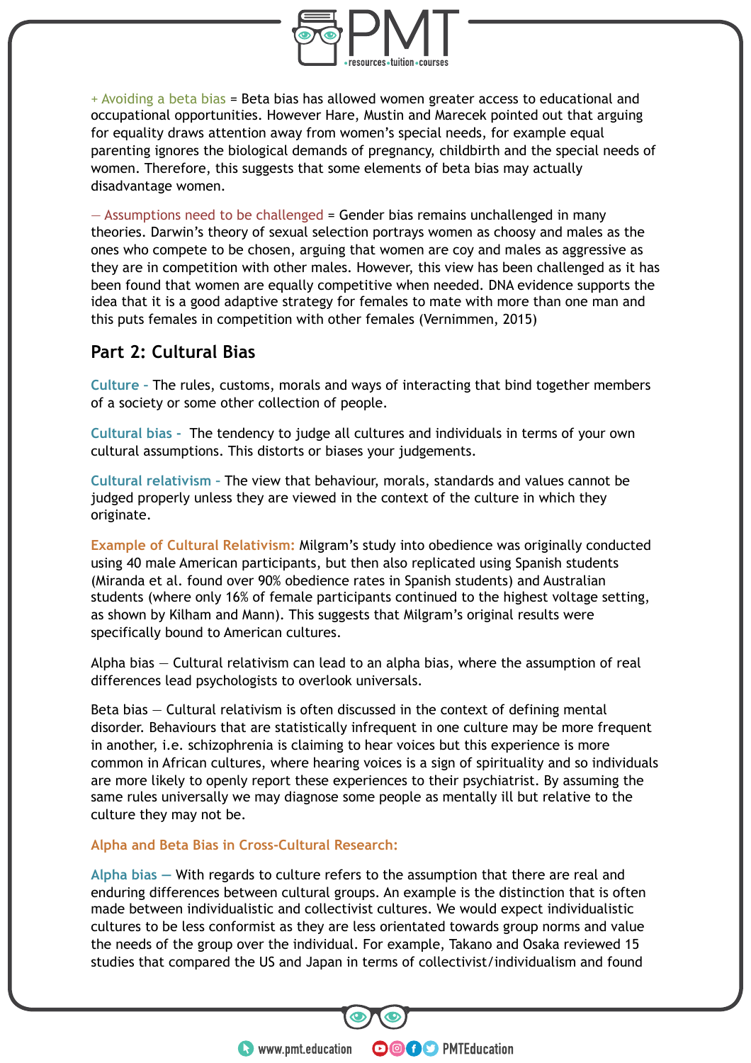+ Avoiding a beta bias = Beta bias has allowed women greater access to educational and occupational opportunities. However Hare, Mustin and Marecek pointed out that arguing for equality draws attention away from women's special needs, for example equal parenting ignores the biological demands of pregnancy, childbirth and the special needs of women. Therefore, this suggests that some elements of beta bias may actually disadvantage women.

— Assumptions need to be challenged = Gender bias remains unchallenged in many theories. Darwin's theory of sexual selection portrays women as choosy and males as the ones who compete to be chosen, arguing that women are coy and males as aggressive as they are in competition with other males. However, this view has been challenged as it has been found that women are equally competitive when needed. DNA evidence supports the idea that it is a good adaptive strategy for females to mate with more than one man and this puts females in competition with other females (Vernimmen, 2015)

## Part 2: Cultural Bias

**Culture** - The rules, customs, morals and ways of interacting that bind together members of a society or some other collection of people.

**Cultural bias** - The tendency to judge all cultures and individuals in terms of your own cultural assumptions. This distorts or biases your judgements.

**Cultural relativism** - The view that behaviour, morals, standards and values cannot be judged properly unless they are viewed in the context of the culture in which they originate.

**Example of Cultural Relativism:** Milgram's study into obedience was originally conducted using 40 male American participants, but then also replicated using Spanish students (Miranda et al. found over 90% obedience rates in Spanish students) and Australian students (where only 16% of female participants continued to the highest voltage setting, as shown by Kilham and Mann). This suggests that Milgram's original results were specifically bound to American cultures.

Alpha bias — Cultural relativism can lead to an alpha bias, where the assumption of real differences lead psychologists to overlook universals.

Beta bias — Cultural relativism is often discussed in the context of defining mental disorder. Behaviours that are statistically infrequent in one culture may be more frequent in another, i.e. schizophrenia is claiming to hear voices but this experience is more common in African cultures, where hearing voices is a sign of spirituality and so individuals are more likely to openly report these experiences to their psychiatrist. By assuming the same rules universally we may diagnose some people as mentally ill but relative to the culture they may not be.

### Alpha and Beta Bias in Cross-Cultural Research:

**Alpha bias** — With regards to culture refers to the assumption that there are real and enduring differences between cultural groups. An example is the distinction that is often made between individualistic and collectivist cultures. We would expect individualistic cultures to be less conformist as they are less orientated towards group norms and value the needs of the group over the individual. For example, Takano and Osaka reviewed 15 studies that compared the US and Japan in terms of collectivist/individualism and found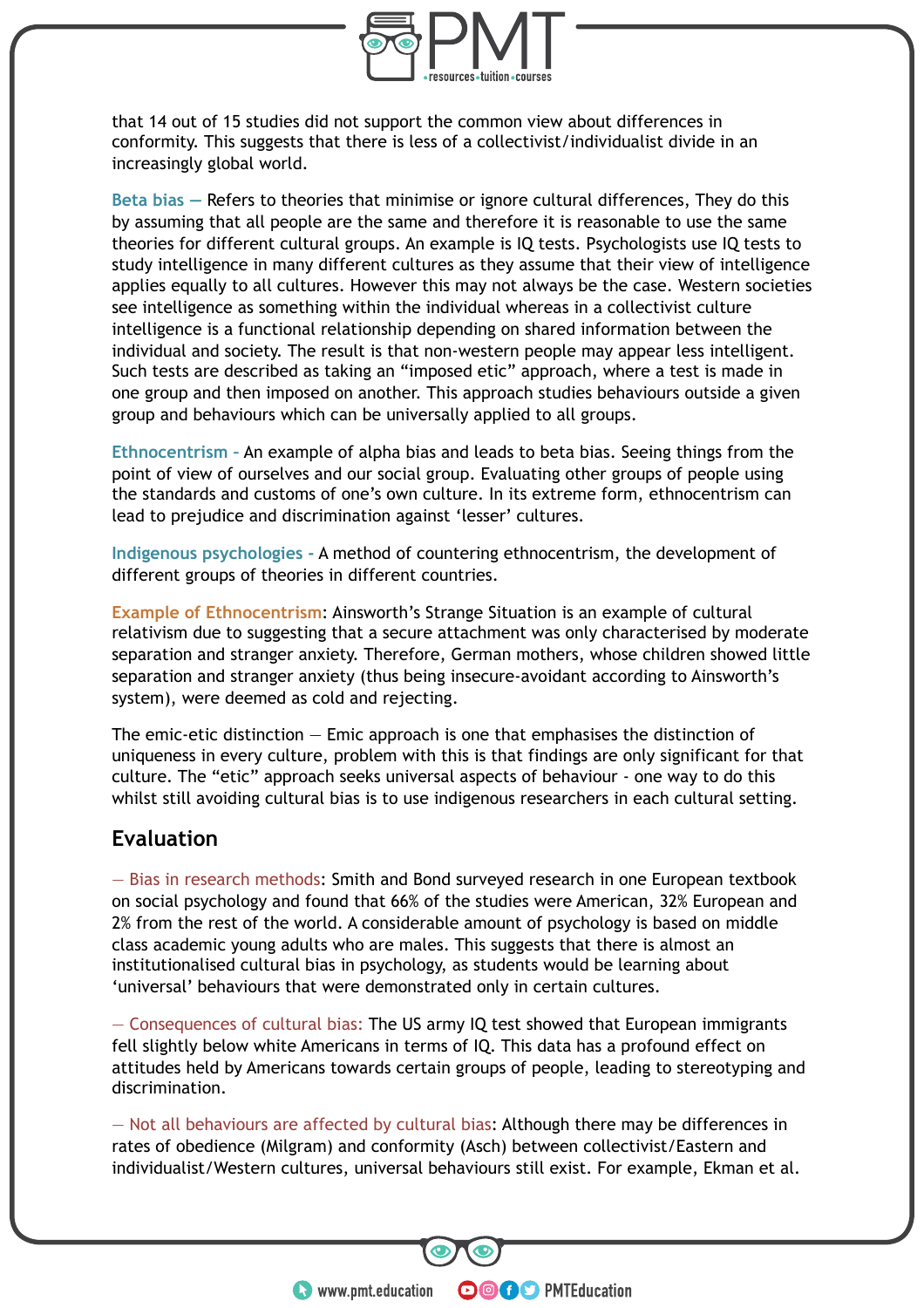that 14 out of 15 studies did not support the common view about differences in conformity. This suggests that there is less of a collectivist/individualist divide in an increasingly global world.

**Beta bias —** Refers to theories that minimise or ignore cultural differences, They do this by assuming that all people are the same and therefore it is reasonable to use the same theories for different cultural groups. An example is IQ tests. Psychologists use IQ tests to study intelligence in many different cultures as they assume that their view of intelligence applies equally to all cultures. However this may not always be the case. Western societies see intelligence as something within the individual whereas in a collectivist culture intelligence is a functional relationship depending on shared information between the individual and society. The result is that non-western people may appear less intelligent. Such tests are described as taking an "imposed etic" approach, where a test is made in one group and then imposed on another. This approach studies behaviours outside a given group and behaviours which can be universally applied to all groups.

**Ethnocentrism -** An example of alpha bias and leads to beta bias. Seeing things from the point of view of ourselves and our social group. Evaluating other groups of people using the standards and customs of one's own culture. In its extreme form, ethnocentrism can lead to prejudice and discrimination against 'lesser' cultures.

**Indigenous psychologies -** A method of countering ethnocentrism, the development of different groups of theories in different countries.

**Example of Ethnocentrism**: Ainsworth's Strange Situation is an example of cultural relativism due to suggesting that a secure attachment was only characterised by moderate separation and stranger anxiety. Therefore, German mothers, whose children showed little separation and stranger anxiety (thus being insecure-avoidant according to Ainsworth's system), were deemed as cold and rejecting.

The emic-etic distinction — Emic approach is one that emphasises the distinction of uniqueness in every culture, problem with this is that findings are only significant for that culture. The "etic" approach seeks universal aspects of behaviour - one way to do this whilst still avoiding cultural bias is to use indigenous researchers in each cultural setting.

## Evaluation

— **Bias in research methods**: Smith and Bond surveyed research in one European textbook on social psychology and found that 66% of the studies were American, 32% European and 2% from the rest of the world. A considerable amount of psychology is based on middle class academic young adults who are males. This suggests that there is almost an institutionalised cultural bias in psychology, as students would be learning about 'universal' behaviours that were demonstrated only in certain cultures.

— **Consequences of cultural bias:** The US army IQ test showed that European immigrants fell slightly below white Americans in terms of IQ. This data has a profound effect on attitudes held by Americans towards certain groups of people, leading to stereotyping and discrimination.

— **Not all behaviours are affected by cultural bias**: Although there may be differences in rates of obedience (Milgram) and conformity (Asch) between collectivist/Eastern and individualist/Western cultures, universal behaviours still exist. For example, Ekman et al.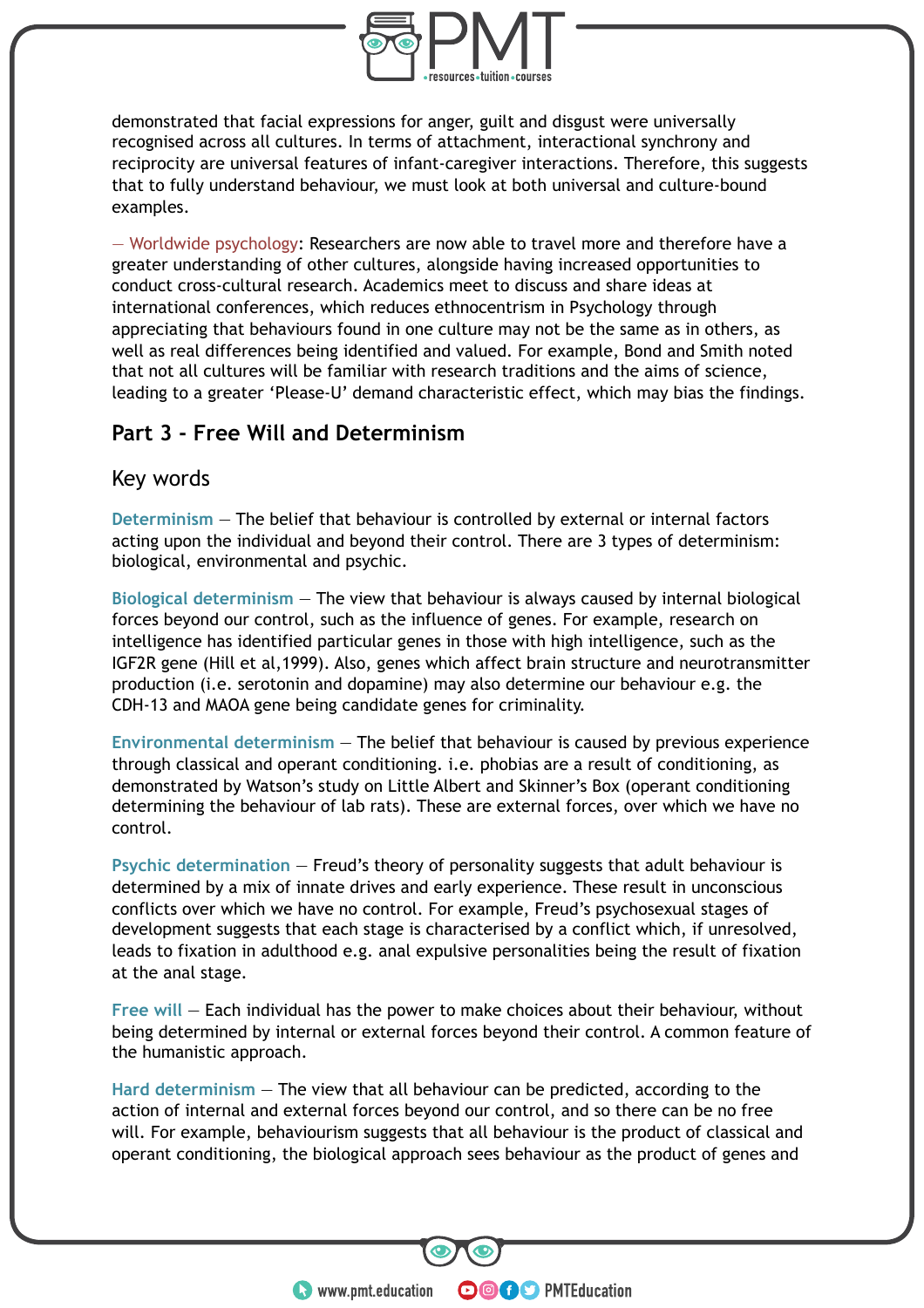demonstrated that facial expressions for anger, guilt and disgust were universally recognised across all cultures. In terms of attachment, interactional synchrony and reciprocity are universal features of infant-caregiver interactions. Therefore, this suggests that to fully understand behaviour, we must look at both universal and culture-bound examples.

— Worldwide psychology: Researchers are now able to travel more and therefore have a greater understanding of other cultures, alongside having increased opportunities to conduct cross-cultural research. Academics meet to discuss and share ideas at international conferences, which reduces ethnocentrism in Psychology through appreciating that behaviours found in one culture may not be the same as in others, as well as real differences being identified and valued. For example, Bond and Smith noted that not all cultures will be familiar with research traditions and the aims of science, leading to a greater 'Please-U' demand characteristic effect, which may bias the findings.

## Part 3 - Free Will and Determinism

### Key words

**Determinism** — The belief that behaviour is controlled by external or internal factors acting upon the individual and beyond their control. There are 3 types of determinism: biological, environmental and psychic.

**Biological determinism** — The view that behaviour is always caused by internal biological forces beyond our control, such as the influence of genes. For example, research on intelligence has identified particular genes in those with high intelligence, such as the IGF2R gene (Hill et al,1999). Also, genes which affect brain structure and neurotransmitter production (i.e. serotonin and dopamine) may also determine our behaviour e.g. the CDH-13 and MAOA gene being candidate genes for criminality.

**Environmental determinism** — The belief that behaviour is caused by previous experience through classical and operant conditioning. i.e. phobias are a result of conditioning, as demonstrated by Watson's study on Little Albert and Skinner's Box (operant conditioning determining the behaviour of lab rats). These are external forces, over which we have no control.

**Psychic determination** — Freud's theory of personality suggests that adult behaviour is determined by a mix of innate drives and early experience. These result in unconscious conflicts over which we have no control. For example, Freud's psychosexual stages of development suggests that each stage is characterised by a conflict which, if unresolved, leads to fixation in adulthood e.g. anal expulsive personalities being the result of fixation at the anal stage.

**Free will** — Each individual has the power to make choices about their behaviour, without being determined by internal or external forces beyond their control. A common feature of the humanistic approach.

**Hard determinism** — The view that all behaviour can be predicted, according to the action of internal and external forces beyond our control, and so there can be no free will. For example, behaviourism suggests that all behaviour is the product of classical and operant conditioning, the biological approach sees behaviour as the product of genes and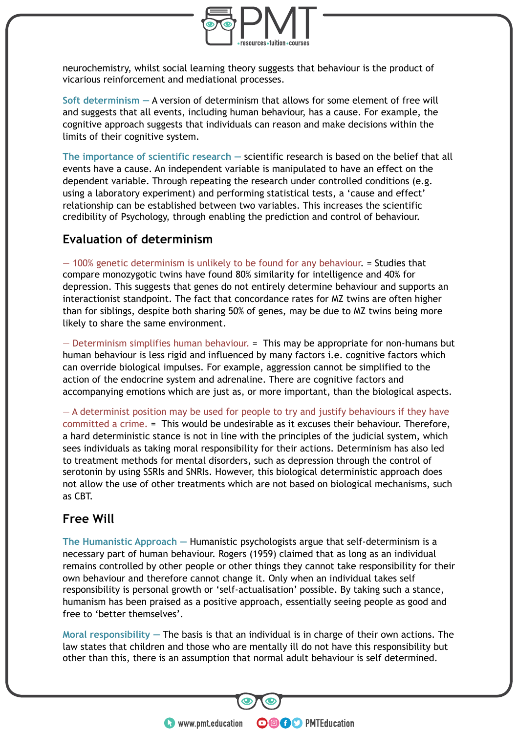neurochemistry, whilst social learning theory suggests that behaviour is the product of vicarious reinforcement and mediational processes.

**Soft determinism —** A version of determinism that allows for some element of free will and suggests that all events, including human behaviour, has a cause. For example, the cognitive approach suggests that individuals can reason and make decisions within the limits of their cognitive system.

**The importance of scientific research —** scientific research is based on the belief that all events have a cause. An independent variable is manipulated to have an effect on the dependent variable. Through repeating the research under controlled conditions (e.g. using a laboratory experiment) and performing statistical tests, a 'cause and effect' relationship can be established between two variables. This increases the scientific credibility of Psychology, through enabling the prediction and control of behaviour.

## Evaluation of determinism

— 100% genetic determinism is unlikely to be found for any behaviour. = Studies that compare monozygotic twins have found 80% similarity for intelligence and 40% for depression. This suggests that genes do not entirely determine behaviour and supports an interactionist standpoint. The fact that concordance rates for MZ twins are often higher than for siblings, despite both sharing 50% of genes, may be due to MZ twins being more likely to share the same environment.

— Determinism simplifies human behaviour. = This may be appropriate for non-humans but human behaviour is less rigid and influenced by many factors i.e. cognitive factors which can override biological impulses. For example, aggression cannot be simplified to the action of the endocrine system and adrenaline. There are cognitive factors and accompanying emotions which are just as, or more important, than the biological aspects.

— A determinist position may be used for people to try and justify behaviours if they have committed a crime. = This would be undesirable as it excuses their behaviour. Therefore, a hard deterministic stance is not in line with the principles of the judicial system, which sees individuals as taking moral responsibility for their actions. Determinism has also led to treatment methods for mental disorders, such as depression through the control of serotonin by using SSRIs and SNRIs. However, this biological deterministic approach does not allow the use of other treatments which are not based on biological mechanisms, such as CBT.

## Free Will

**The Humanistic Approach —** Humanistic psychologists argue that self-determinism is a necessary part of human behaviour. Rogers (1959) claimed that as long as an individual remains controlled by other people or other things they cannot take responsibility for their own behaviour and therefore cannot change it. Only when an individual takes self responsibility is personal growth or 'self-actualisation' possible. By taking such a stance, humanism has been praised as a positive approach, essentially seeing people as good and free to 'better themselves'.

**Moral responsibility —** The basis is that an individual is in charge of their own actions. The law states that children and those who are mentally ill do not have this responsibility but other than this, there is an assumption that normal adult behaviour is self determined.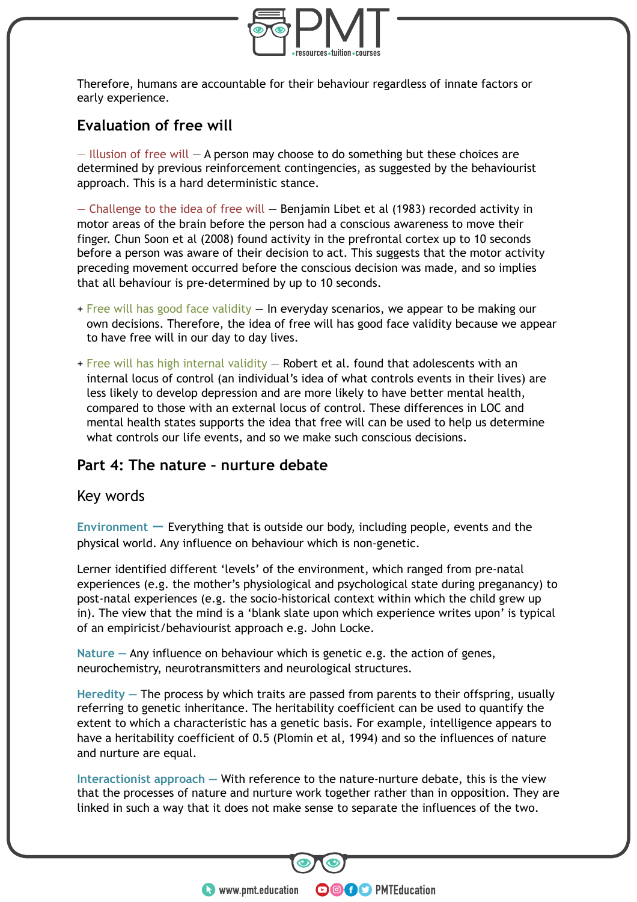Therefore, humans are accountable for their behaviour regardless of innate factors or early experience.

## Evaluation of free will

— Illusion of free will — A person may choose to do something but these choices are determined by previous reinforcement contingencies, as suggested by the behaviourist approach. This is a hard deterministic stance.

— Challenge to the idea of free will — Benjamin Libet et al (1983) recorded activity in motor areas of the brain before the person had a conscious awareness to move their finger. Chun Soon et al (2008) found activity in the prefrontal cortex up to 10 seconds before a person was aware of their decision to act. This suggests that the motor activity preceding movement occurred before the conscious decision was made, and so implies that all behaviour is pre-determined by up to 10 seconds.

+ Free will has good face validity — In everyday scenarios, we appear to be making our own decisions. Therefore, the idea of free will has good face validity because we appear to have free will in our day to day lives.
+ Free will has high internal validity — Robert et al. found that adolescents with an internal locus of control (an individual's idea of what controls events in their lives) are less likely to develop depression and are more likely to have better mental health, compared to those with an external locus of control. These differences in LOC and mental health states supports the idea that free will can be used to help us determine what controls our life events, and so we make such conscious decisions.

## Part 4: The nature - nurture debate

### Key words

**Environment** — Everything that is outside our body, including people, events and the physical world. Any influence on behaviour which is non-genetic.

Lerner identified different 'levels' of the environment, which ranged from pre-natal experiences (e.g. the mother's physiological and psychological state during preganancy) to post-natal experiences (e.g. the socio-historical context within which the child grew up in). The view that the mind is a 'blank slate upon which experience writes upon' is typical of an empiricist/behaviourist approach e.g. John Locke.

**Nature** — Any influence on behaviour which is genetic e.g. the action of genes, neurochemistry, neurotransmitters and neurological structures.

**Heredity** — The process by which traits are passed from parents to their offspring, usually referring to genetic inheritance. The heritability coefficient can be used to quantify the extent to which a characteristic has a genetic basis. For example, intelligence appears to have a heritability coefficient of 0.5 (Plomin et al, 1994) and so the influences of nature and nurture are equal.

**Interactionist approach** — With reference to the nature-nurture debate, this is the view that the processes of nature and nurture work together rather than in opposition. They are linked in such a way that it does not make sense to separate the influences of the two.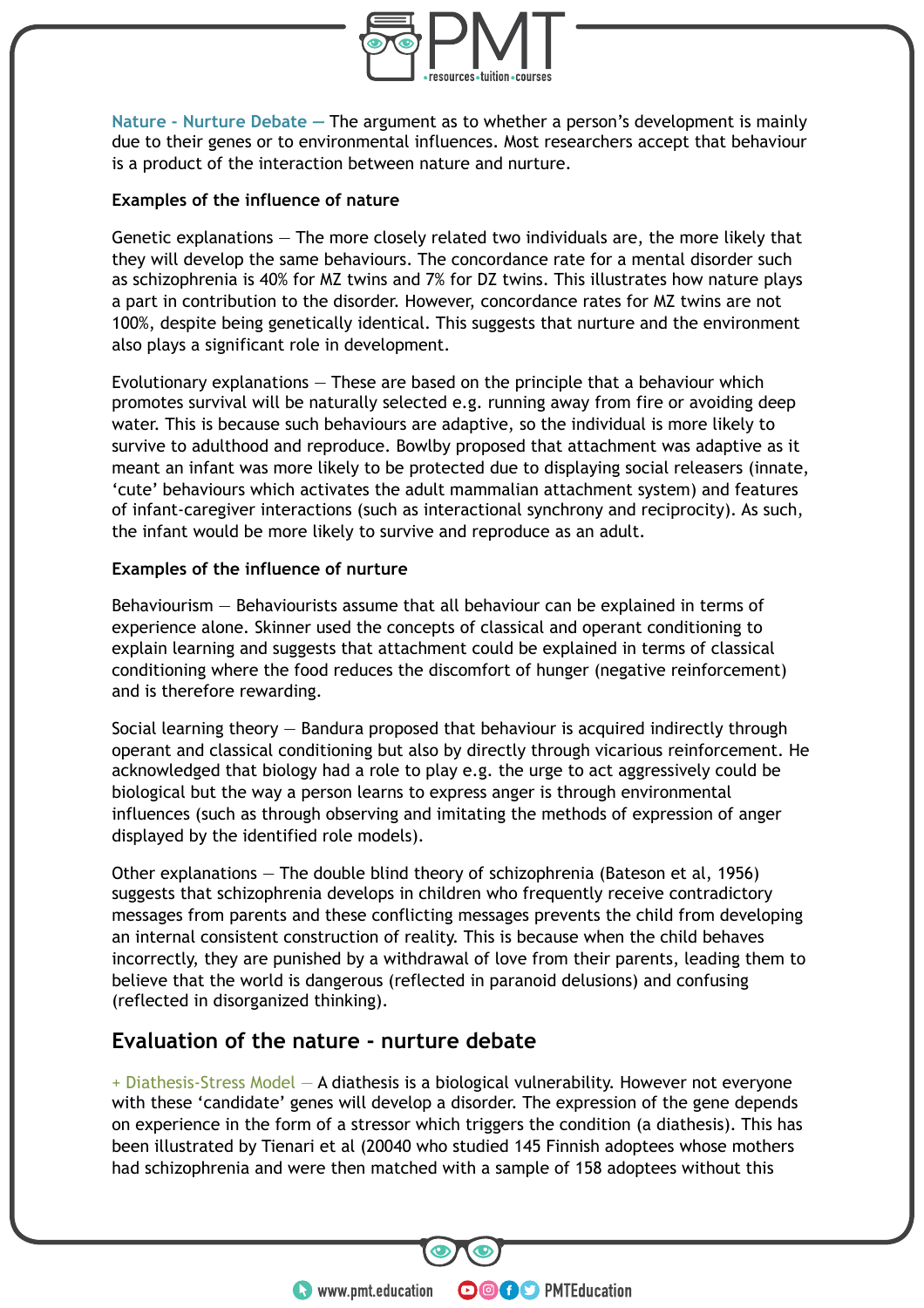**Nature - Nurture Debate** — The argument as to whether a person's development is mainly due to their genes or to environmental influences. Most researchers accept that behaviour is a product of the interaction between nature and nurture.

**Examples of the influence of nature**

Genetic explanations — The more closely related two individuals are, the more likely that they will develop the same behaviours. The concordance rate for a mental disorder such as schizophrenia is 40% for MZ twins and 7% for DZ twins. This illustrates how nature plays a part in contribution to the disorder. However, concordance rates for MZ twins are not 100%, despite being genetically identical. This suggests that nurture and the environment also plays a significant role in development.

Evolutionary explanations — These are based on the principle that a behaviour which promotes survival will be naturally selected e.g. running away from fire or avoiding deep water. This is because such behaviours are adaptive, so the individual is more likely to survive to adulthood and reproduce. Bowlby proposed that attachment was adaptive as it meant an infant was more likely to be protected due to displaying social releasers (innate, 'cute' behaviours which activates the adult mammalian attachment system) and features of infant-caregiver interactions (such as interactional synchrony and reciprocity). As such, the infant would be more likely to survive and reproduce as an adult.

**Examples of the influence of nurture**

Behaviourism — Behaviourists assume that all behaviour can be explained in terms of experience alone. Skinner used the concepts of classical and operant conditioning to explain learning and suggests that attachment could be explained in terms of classical conditioning where the food reduces the discomfort of hunger (negative reinforcement) and is therefore rewarding.

Social learning theory — Bandura proposed that behaviour is acquired indirectly through operant and classical conditioning but also by directly through vicarious reinforcement. He acknowledged that biology had a role to play e.g. the urge to act aggressively could be biological but the way a person learns to express anger is through environmental influences (such as through observing and imitating the methods of expression of anger displayed by the identified role models).

Other explanations — The double blind theory of schizophrenia (Bateson et al, 1956) suggests that schizophrenia develops in children who frequently receive contradictory messages from parents and these conflicting messages prevents the child from developing an internal consistent construction of reality. This is because when the child behaves incorrectly, they are punished by a withdrawal of love from their parents, leading them to believe that the world is dangerous (reflected in paranoid delusions) and confusing (reflected in disorganized thinking).

## Evaluation of the nature - nurture debate

+ Diathesis-Stress Model — A diathesis is a biological vulnerability. However not everyone with these 'candidate' genes will develop a disorder. The expression of the gene depends on experience in the form of a stressor which triggers the condition (a diathesis). This has been illustrated by Tienari et al (20040 who studied 145 Finnish adoptees whose mothers had schizophrenia and were then matched with a sample of 158 adoptees without this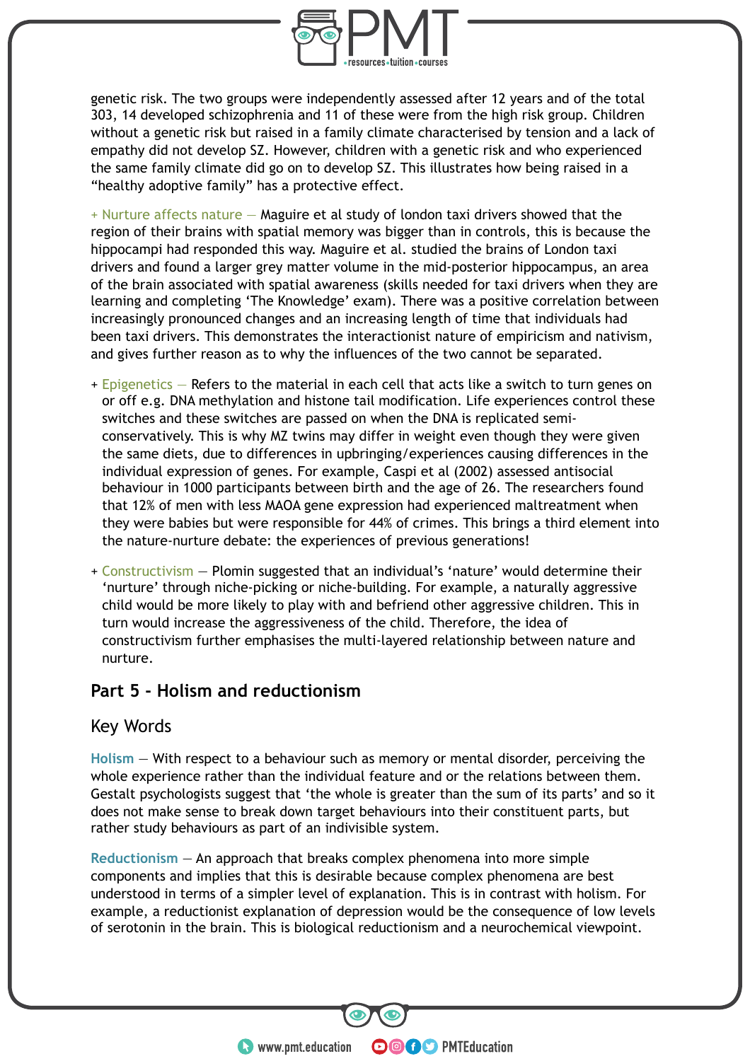genetic risk. The two groups were independently assessed after 12 years and of the total 303, 14 developed schizophrenia and 11 of these were from the high risk group. Children without a genetic risk but raised in a family climate characterised by tension and a lack of empathy did not develop SZ. However, children with a genetic risk and who experienced the same family climate did go on to develop SZ. This illustrates how being raised in a "healthy adoptive family" has a protective effect.

+ Nurture affects nature — Maguire et al study of london taxi drivers showed that the region of their brains with spatial memory was bigger than in controls, this is because the hippocampi had responded this way. Maguire et al. studied the brains of London taxi drivers and found a larger grey matter volume in the mid-posterior hippocampus, an area of the brain associated with spatial awareness (skills needed for taxi drivers when they are learning and completing 'The Knowledge' exam). There was a positive correlation between increasingly pronounced changes and an increasing length of time that individuals had been taxi drivers. This demonstrates the interactionist nature of empiricism and nativism, and gives further reason as to why the influences of the two cannot be separated.

+ Epigenetics — Refers to the material in each cell that acts like a switch to turn genes on or off e.g. DNA methylation and histone tail modification. Life experiences control these switches and these switches are passed on when the DNA is replicated semi-conservatively. This is why MZ twins may differ in weight even though they were given the same diets, due to differences in upbringing/experiences causing differences in the individual expression of genes. For example, Caspi et al (2002) assessed antisocial behaviour in 1000 participants between birth and the age of 26. The researchers found that 12% of men with less MAOA gene expression had experienced maltreatment when they were babies but were responsible for 44% of crimes. This brings a third element into the nature-nurture debate: the experiences of previous generations!

+ Constructivism — Plomin suggested that an individual's 'nature' would determine their 'nurture' through niche-picking or niche-building. For example, a naturally aggressive child would be more likely to play with and befriend other aggressive children. This in turn would increase the aggressiveness of the child. Therefore, the idea of constructivism further emphasises the multi-layered relationship between nature and nurture.

## Part 5 - Holism and reductionism

### Key Words

**Holism** — With respect to a behaviour such as memory or mental disorder, perceiving the whole experience rather than the individual feature and or the relations between them. Gestalt psychologists suggest that 'the whole is greater than the sum of its parts' and so it does not make sense to break down target behaviours into their constituent parts, but rather study behaviours as part of an indivisible system.

**Reductionism** — An approach that breaks complex phenomena into more simple components and implies that this is desirable because complex phenomena are best understood in terms of a simpler level of explanation. This is in contrast with holism. For example, a reductionist explanation of depression would be the consequence of low levels of serotonin in the brain. This is biological reductionism and a neurochemical viewpoint.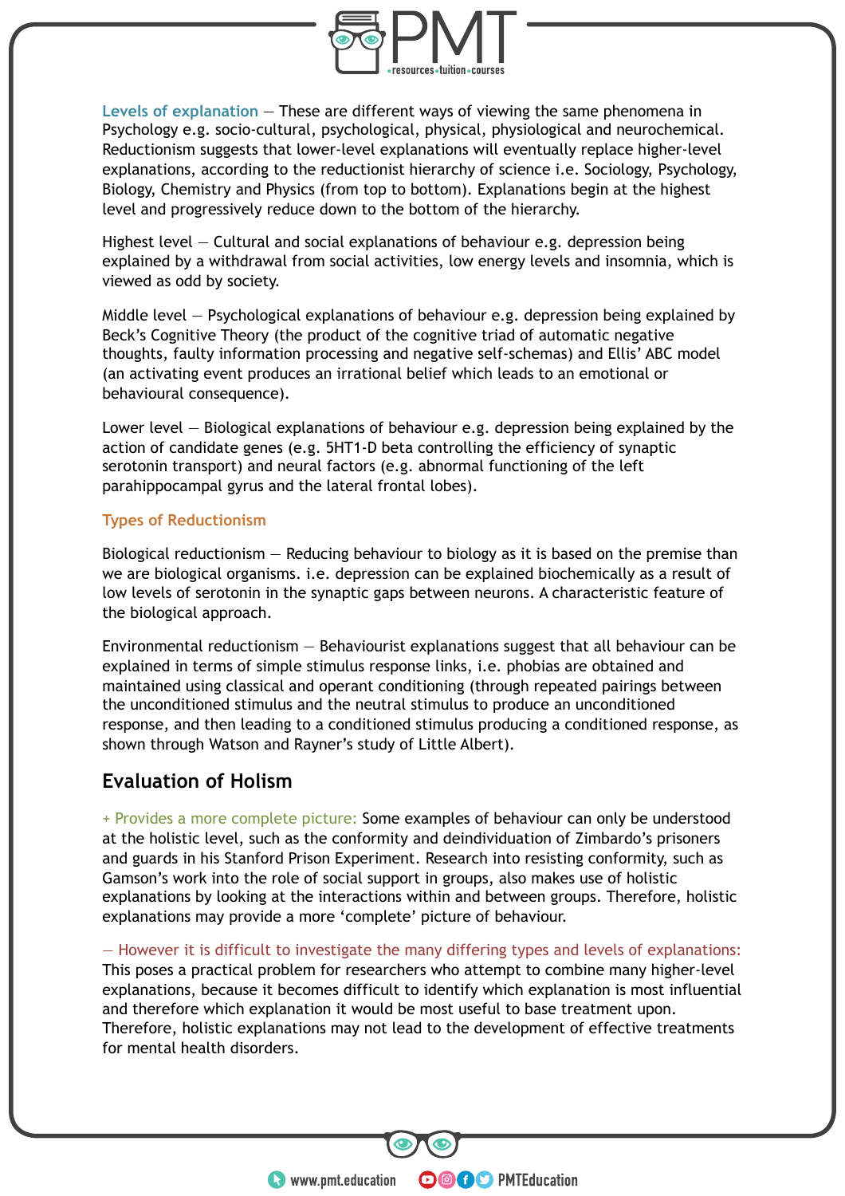Levels of explanation – These are different ways of viewing the same phenomena in Psychology e.g. socio-cultural, psychological, physical, physiological and neurochemical. Reductionism suggests that lower-level explanations will eventually replace higher-level explanations, according to the reductionist hierarchy of science i.e. Sociology, Psychology, Biology, Chemistry and Physics (from top to bottom). Explanations begin at the highest level and progressively reduce down to the bottom of the hierarchy.

Highest level – Cultural and social explanations of behaviour e.g. depression being explained by a withdrawal from social activities, low energy levels and insomnia, which is viewed as odd by society.

Middle level – Psychological explanations of behaviour e.g. depression being explained by Beck's Cognitive Theory (the product of the cognitive triad of automatic negative thoughts, faulty information processing and negative self-schemas) and Ellis' ABC model (an activating event produces an irrational belief which leads to an emotional or behavioural consequence).

Lower level – Biological explanations of behaviour e.g. depression being explained by the action of candidate genes (e.g. 5HT1-D beta controlling the efficiency of synaptic serotonin transport) and neural factors (e.g. abnormal functioning of the left parahippocampal gyrus and the lateral frontal lobes).

### Types of Reductionism

Biological reductionism – Reducing behaviour to biology as it is based on the premise than we are biological organisms. i.e. depression can be explained biochemically as a result of low levels of serotonin in the synaptic gaps between neurons. A characteristic feature of the biological approach.

Environmental reductionism – Behaviourist explanations suggest that all behaviour can be explained in terms of simple stimulus response links, i.e. phobias are obtained and maintained using classical and operant conditioning (through repeated pairings between the unconditioned stimulus and the neutral stimulus to produce an unconditioned response, and then leading to a conditioned stimulus producing a conditioned response, as shown through Watson and Rayner's study of Little Albert).

## Evaluation of Holism

+ Provides a more complete picture: Some examples of behaviour can only be understood at the holistic level, such as the conformity and deindividuation of Zimbardo's prisoners and guards in his Stanford Prison Experiment. Research into resisting conformity, such as Gamson's work into the role of social support in groups, also makes use of holistic explanations by looking at the interactions within and between groups. Therefore, holistic explanations may provide a more 'complete' picture of behaviour.

– However it is difficult to investigate the many differing types and levels of explanations: This poses a practical problem for researchers who attempt to combine many higher-level explanations, because it becomes difficult to identify which explanation is most influential and therefore which explanation it would be most useful to base treatment upon. Therefore, holistic explanations may not lead to the development of effective treatments for mental health disorders.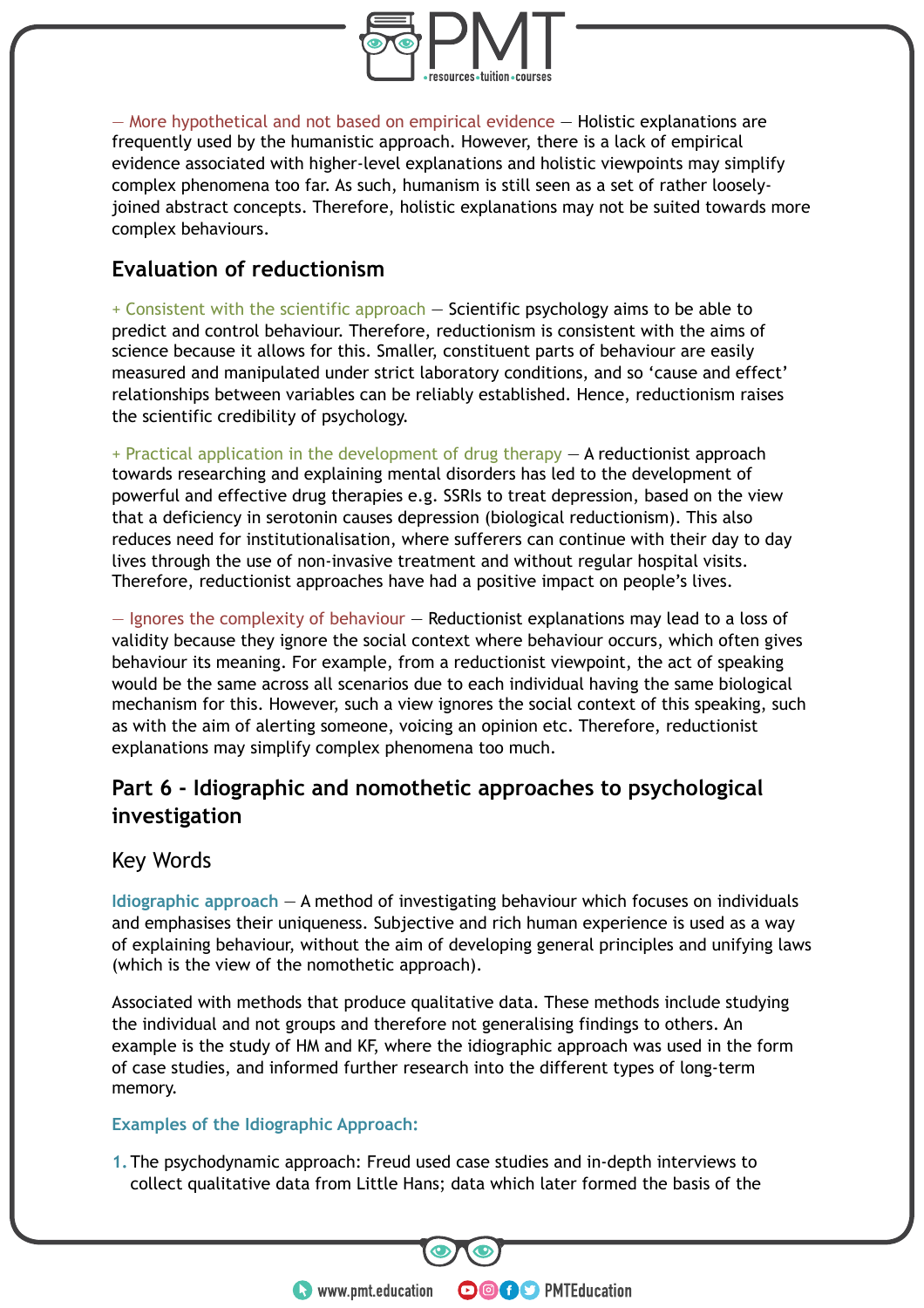— More hypothetical and not based on empirical evidence — Holistic explanations are frequently used by the humanistic approach. However, there is a lack of empirical evidence associated with higher-level explanations and holistic viewpoints may simplify complex phenomena too far. As such, humanism is still seen as a set of rather loosely-joined abstract concepts. Therefore, holistic explanations may not be suited towards more complex behaviours.

## Evaluation of reductionism

+ Consistent with the scientific approach — Scientific psychology aims to be able to predict and control behaviour. Therefore, reductionism is consistent with the aims of science because it allows for this. Smaller, constituent parts of behaviour are easily measured and manipulated under strict laboratory conditions, and so 'cause and effect' relationships between variables can be reliably established. Hence, reductionism raises the scientific credibility of psychology.

+ Practical application in the development of drug therapy — A reductionist approach towards researching and explaining mental disorders has led to the development of powerful and effective drug therapies e.g. SSRIs to treat depression, based on the view that a deficiency in serotonin causes depression (biological reductionism). This also reduces need for institutionalisation, where sufferers can continue with their day to day lives through the use of non-invasive treatment and without regular hospital visits. Therefore, reductionist approaches have had a positive impact on people's lives.

— Ignores the complexity of behaviour — Reductionist explanations may lead to a loss of validity because they ignore the social context where behaviour occurs, which often gives behaviour its meaning. For example, from a reductionist viewpoint, the act of speaking would be the same across all scenarios due to each individual having the same biological mechanism for this. However, such a view ignores the social context of this speaking, such as with the aim of alerting someone, voicing an opinion etc. Therefore, reductionist explanations may simplify complex phenomena too much.

## Part 6 - Idiographic and nomothetic approaches to psychological investigation

### Key Words

**Idiographic approach** — A method of investigating behaviour which focuses on individuals and emphasises their uniqueness. Subjective and rich human experience is used as a way of explaining behaviour, without the aim of developing general principles and unifying laws (which is the view of the nomothetic approach).

Associated with methods that produce qualitative data. These methods include studying the individual and not groups and therefore not generalising findings to others. An example is the study of HM and KF, where the idiographic approach was used in the form of case studies, and informed further research into the different types of long-term memory.

**Examples of the Idiographic Approach:**

1. The psychodynamic approach: Freud used case studies and in-depth interviews to collect qualitative data from Little Hans; data which later formed the basis of the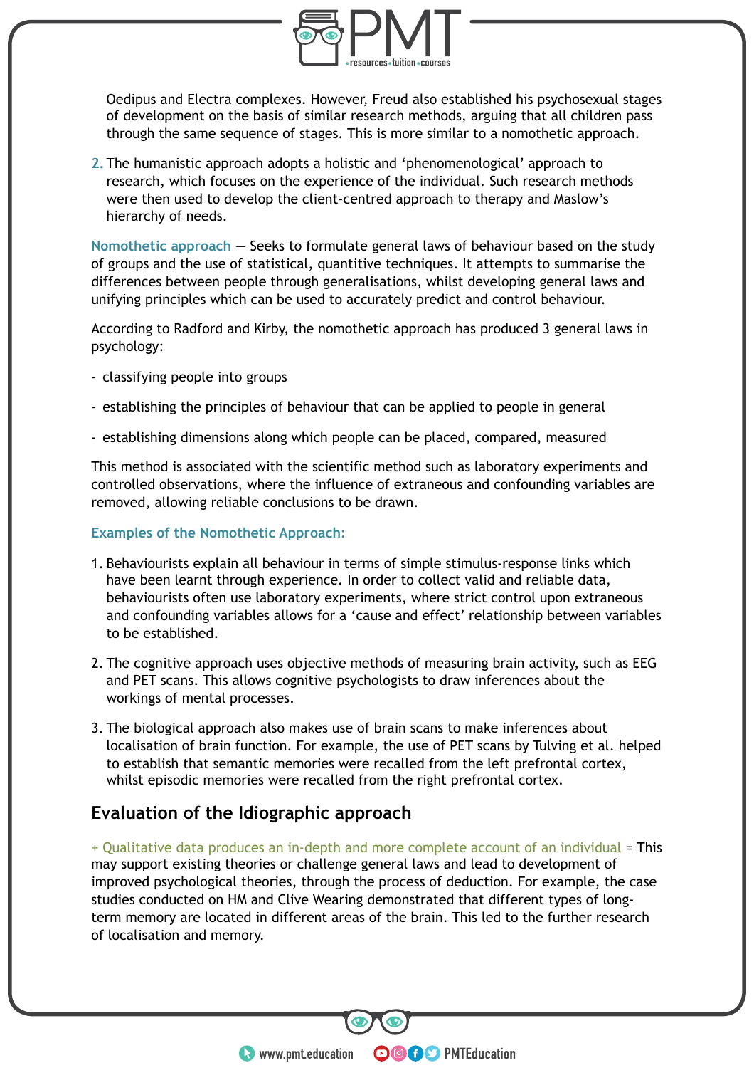Oedipus and Electra complexes. However, Freud also established his psychosexual stages of development on the basis of similar research methods, arguing that all children pass through the same sequence of stages. This is more similar to a nomothetic approach.

2. The humanistic approach adopts a holistic and 'phenomenological' approach to research, which focuses on the experience of the individual. Such research methods were then used to develop the client-centred approach to therapy and Maslow's hierarchy of needs.

**Nomothetic approach** – Seeks to formulate general laws of behaviour based on the study of groups and the use of statistical, quantitative techniques. It attempts to summarise the differences between people through generalisations, whilst developing general laws and unifying principles which can be used to accurately predict and control behaviour.

According to Radford and Kirby, the nomothetic approach has produced 3 general laws in psychology:

- classifying people into groups
- establishing the principles of behaviour that can be applied to people in general
- establishing dimensions along which people can be placed, compared, measured

This method is associated with the scientific method such as laboratory experiments and controlled observations, where the influence of extraneous and confounding variables are removed, allowing reliable conclusions to be drawn.

**Examples of the Nomothetic Approach:**

1. Behaviourists explain all behaviour in terms of simple stimulus-response links which have been learnt through experience. In order to collect valid and reliable data, behaviourists often use laboratory experiments, where strict control upon extraneous and confounding variables allows for a 'cause and effect' relationship between variables to be established.
2. The cognitive approach uses objective methods of measuring brain activity, such as EEG and PET scans. This allows cognitive psychologists to draw inferences about the workings of mental processes.
3. The biological approach also makes use of brain scans to make inferences about localisation of brain function. For example, the use of PET scans by Tulving et al. helped to establish that semantic memories were recalled from the left prefrontal cortex, whilst episodic memories were recalled from the right prefrontal cortex.

## Evaluation of the Idiographic approach

+ Qualitative data produces an in-depth and more complete account of an individual = This may support existing theories or challenge general laws and lead to development of improved psychological theories, through the process of deduction. For example, the case studies conducted on HM and Clive Wearing demonstrated that different types of long-term memory are located in different areas of the brain. This led to the further research of localisation and memory.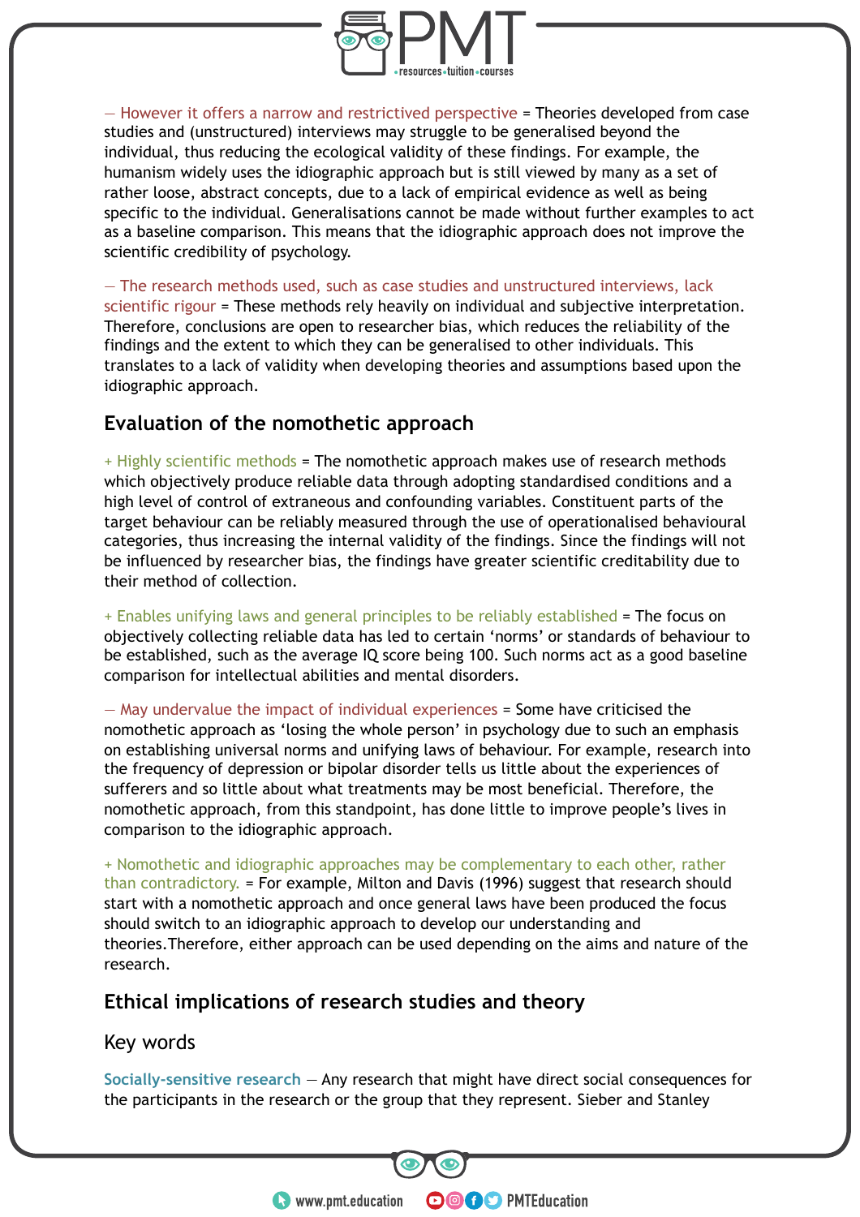— However it offers a narrow and restricted perspective = Theories developed from case studies and (unstructured) interviews may struggle to be generalised beyond the individual, thus reducing the ecological validity of these findings. For example, the humanism widely uses the idiographic approach but is still viewed by many as a set of rather loose, abstract concepts, due to a lack of empirical evidence as well as being specific to the individual. Generalisations cannot be made without further examples to act as a baseline comparison. This means that the idiographic approach does not improve the scientific credibility of psychology.

— The research methods used, such as case studies and unstructured interviews, lack scientific rigour = These methods rely heavily on individual and subjective interpretation. Therefore, conclusions are open to researcher bias, which reduces the reliability of the findings and the extent to which they can be generalised to other individuals. This translates to a lack of validity when developing theories and assumptions based upon the idiographic approach.

## Evaluation of the nomothetic approach

+ Highly scientific methods = The nomothetic approach makes use of research methods which objectively produce reliable data through adopting standardised conditions and a high level of control of extraneous and confounding variables. Constituent parts of the target behaviour can be reliably measured through the use of operationalised behavioural categories, thus increasing the internal validity of the findings. Since the findings will not be influenced by researcher bias, the findings have greater scientific creditability due to their method of collection.

+ Enables unifying laws and general principles to be reliably established = The focus on objectively collecting reliable data has led to certain 'norms' or standards of behaviour to be established, such as the average IQ score being 100. Such norms act as a good baseline comparison for intellectual abilities and mental disorders.

— May undervalue the impact of individual experiences = Some have criticised the nomothetic approach as 'losing the whole person' in psychology due to such an emphasis on establishing universal norms and unifying laws of behaviour. For example, research into the frequency of depression or bipolar disorder tells us little about the experiences of sufferers and so little about what treatments may be most beneficial. Therefore, the nomothetic approach, from this standpoint, has done little to improve people's lives in comparison to the idiographic approach.

+ Nomothetic and idiographic approaches may be complementary to each other, rather than contradictory. = For example, Milton and Davis (1996) suggest that research should start with a nomothetic approach and once general laws have been produced the focus should switch to an idiographic approach to develop our understanding and theories.Therefore, either approach can be used depending on the aims and nature of the research.

## Ethical implications of research studies and theory

### Key words

**Socially-sensitive research** — Any research that might have direct social consequences for the participants in the research or the group that they represent. Sieber and Stanley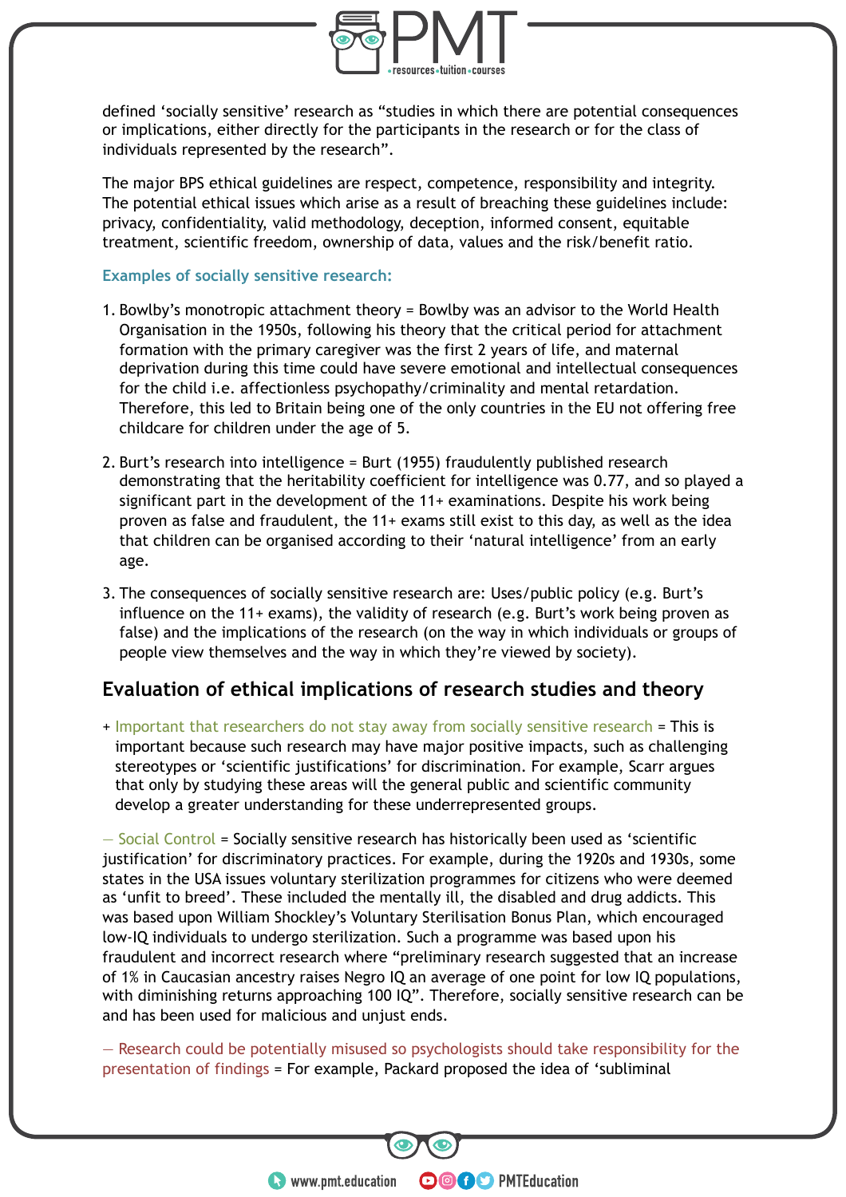defined 'socially sensitive' research as "studies in which there are potential consequences or implications, either directly for the participants in the research or for the class of individuals represented by the research".

The major BPS ethical guidelines are respect, competence, responsibility and integrity. The potential ethical issues which arise as a result of breaching these guidelines include: privacy, confidentiality, valid methodology, deception, informed consent, equitable treatment, scientific freedom, ownership of data, values and the risk/benefit ratio.

### Examples of socially sensitive research:

1. Bowlby's monotropic attachment theory = Bowlby was an advisor to the World Health Organisation in the 1950s, following his theory that the critical period for attachment formation with the primary caregiver was the first 2 years of life, and maternal deprivation during this time could have severe emotional and intellectual consequences for the child i.e. affectionless psychopathy/criminality and mental retardation. Therefore, this led to Britain being one of the only countries in the EU not offering free childcare for children under the age of 5.
2. Burt's research into intelligence = Burt (1955) fraudulently published research demonstrating that the heritability coefficient for intelligence was 0.77, and so played a significant part in the development of the 11+ examinations. Despite his work being proven as false and fraudulent, the 11+ exams still exist to this day, as well as the idea that children can be organised according to their 'natural intelligence' from an early age.
3. The consequences of socially sensitive research are: Uses/public policy (e.g. Burt's influence on the 11+ exams), the validity of research (e.g. Burt's work being proven as false) and the implications of the research (on the way in which individuals or groups of people view themselves and the way in which they're viewed by society).

## Evaluation of ethical implications of research studies and theory

+ Important that researchers do not stay away from socially sensitive research = This is important because such research may have major positive impacts, such as challenging stereotypes or 'scientific justifications' for discrimination. For example, Scarr argues that only by studying these areas will the general public and scientific community develop a greater understanding for these underrepresented groups.

— Social Control = Socially sensitive research has historically been used as 'scientific justification' for discriminatory practices. For example, during the 1920s and 1930s, some states in the USA issues voluntary sterilization programmes for citizens who were deemed as 'unfit to breed'. These included the mentally ill, the disabled and drug addicts. This was based upon William Shockley's Voluntary Sterilisation Bonus Plan, which encouraged low-IQ individuals to undergo sterilization. Such a programme was based upon his fraudulent and incorrect research where "preliminary research suggested that an increase of 1% in Caucasian ancestry raises Negro IQ an average of one point for low IQ populations, with diminishing returns approaching 100 IQ". Therefore, socially sensitive research can be and has been used for malicious and unjust ends.

— Research could be potentially misused so psychologists should take responsibility for the presentation of findings = For example, Packard proposed the idea of 'subliminal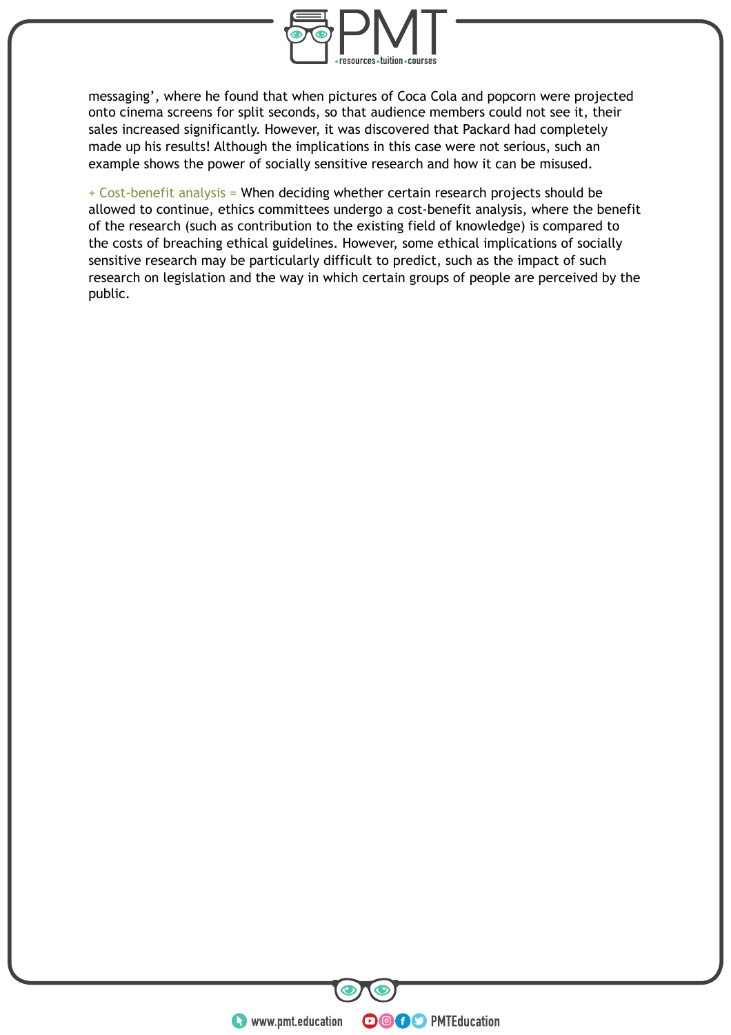messaging', where he found that when pictures of Coca Cola and popcorn were projected onto cinema screens for split seconds, so that audience members could not see it, their sales increased significantly. However, it was discovered that Packard had completely made up his results! Although the implications in this case were not serious, such an example shows the power of socially sensitive research and how it can be misused.

+ Cost-benefit analysis = When deciding whether certain research projects should be allowed to continue, ethics committees undergo a cost-benefit analysis, where the benefit of the research (such as contribution to the existing field of knowledge) is compared to the costs of breaching ethical guidelines. However, some ethical implications of socially sensitive research may be particularly difficult to predict, such as the impact of such research on legislation and the way in which certain groups of people are perceived by the public.